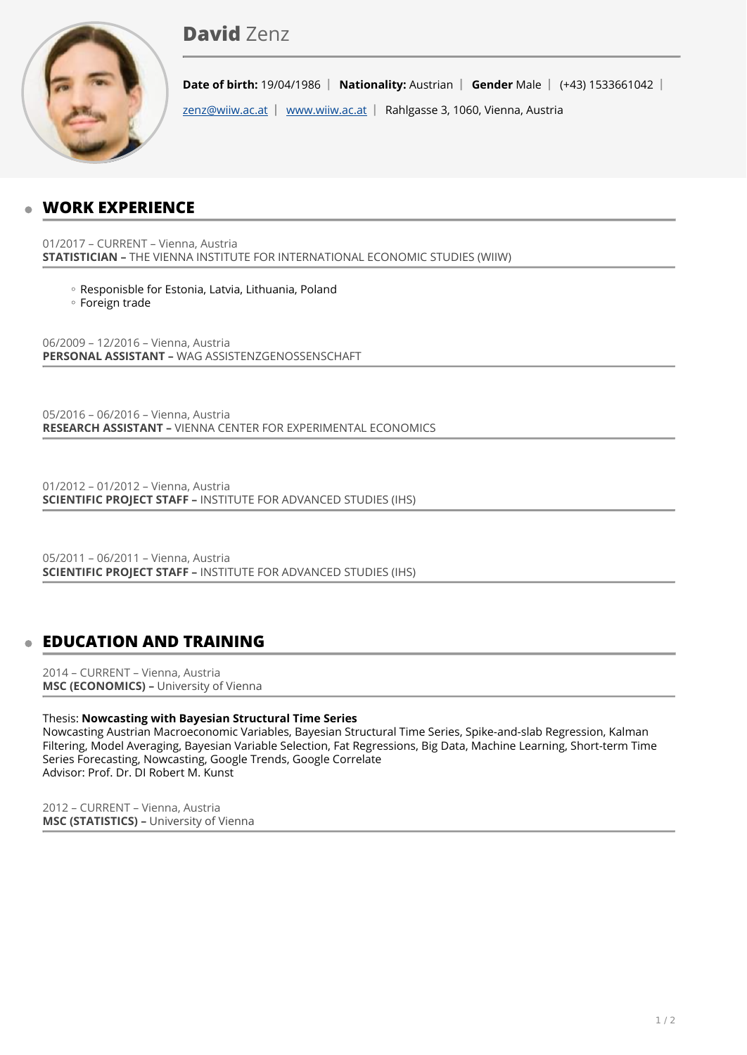# David Zenz

**Date of birth:** 19/04/1986 | **Nationality:** Austrian | **Gender** Male | (+43) 1533661042 |

zenz@wiiw.ac.at | www.wiiw.ac.at | Rahlgasse 3, 1060, Vienna, Austria

## WORK EXPERIENCE

01/2017 – CURRENT – Vienna, Austria
**STATISTICIAN –** THE VIENNA INSTITUTE FOR INTERNATIONAL ECONOMIC STUDIES (WIIW)

- Responisble for Estonia, Latvia, Lithuania, Poland
- Foreign trade

06/2009 – 12/2016 – Vienna, Austria
**PERSONAL ASSISTANT –** WAG ASSISTENZGENOSSENSCHAFT

05/2016 – 06/2016 – Vienna, Austria
**RESEARCH ASSISTANT –** VIENNA CENTER FOR EXPERIMENTAL ECONOMICS

01/2012 – 01/2012 – Vienna, Austria
**SCIENTIFIC PROJECT STAFF –** INSTITUTE FOR ADVANCED STUDIES (IHS)

05/2011 – 06/2011 – Vienna, Austria
**SCIENTIFIC PROJECT STAFF –** INSTITUTE FOR ADVANCED STUDIES (IHS)

## EDUCATION AND TRAINING

2014 – CURRENT – Vienna, Austria
**MSC (ECONOMICS) –** University of Vienna

Thesis: **Nowcasting with Bayesian Structural Time Series**
Nowcasting Austrian Macroeconomic Variables, Bayesian Structural Time Series, Spike-and-slab Regression, Kalman Filtering, Model Averaging, Bayesian Variable Selection, Fat Regressions, Big Data, Machine Learning, Short-term Time Series Forecasting, Nowcasting, Google Trends, Google Correlate
Advisor: Prof. Dr. DI Robert M. Kunst

2012 – CURRENT – Vienna, Austria
**MSC (STATISTICS) –** University of Vienna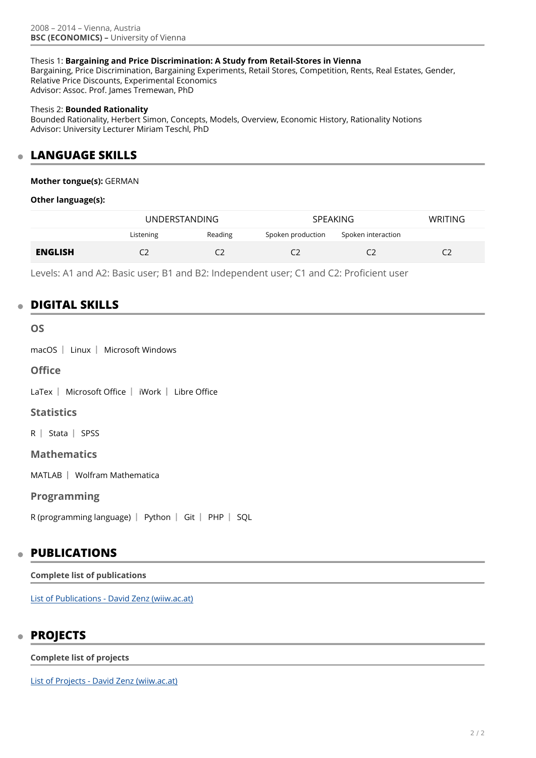2008 – 2014 – Vienna, Austria
**BSC (ECONOMICS) –** University of Vienna

Thesis 1: **Bargaining and Price Discrimination: A Study from Retail-Stores in Vienna**
Bargaining, Price Discrimination, Bargaining Experiments, Retail Stores, Competition, Rents, Real Estates, Gender, Relative Price Discounts, Experimental Economics
Advisor: Assoc. Prof. James Tremewan, PhD

Thesis 2: **Bounded Rationality**
Bounded Rationality, Herbert Simon, Concepts, Models, Overview, Economic History, Rationality Notions
Advisor: University Lecturer Miriam Teschl, PhD

## LANGUAGE SKILLS

**Mother tongue(s):** GERMAN

**Other language(s):**

| | UNDERSTANDING | | SPEAKING | | WRITING |
|---|---|---|---|---|---|
| | Listening | Reading | Spoken production | Spoken interaction | |
| **ENGLISH** | C2 | C2 | C2 | C2 | C2 |

Levels: A1 and A2: Basic user; B1 and B2: Independent user; C1 and C2: Proficient user

## DIGITAL SKILLS

### OS

macOS | Linux | Microsoft Windows

### Office

LaTex | Microsoft Office | iWork | Libre Office

### Statistics

R | Stata | SPSS

### Mathematics

MATLAB | Wolfram Mathematica

### Programming

R (programming language) | Python | Git | PHP | SQL

## PUBLICATIONS

**Complete list of publications**

List of Publications - David Zenz (wiiw.ac.at)

## PROJECTS

**Complete list of projects**

List of Projects - David Zenz (wiiw.ac.at)